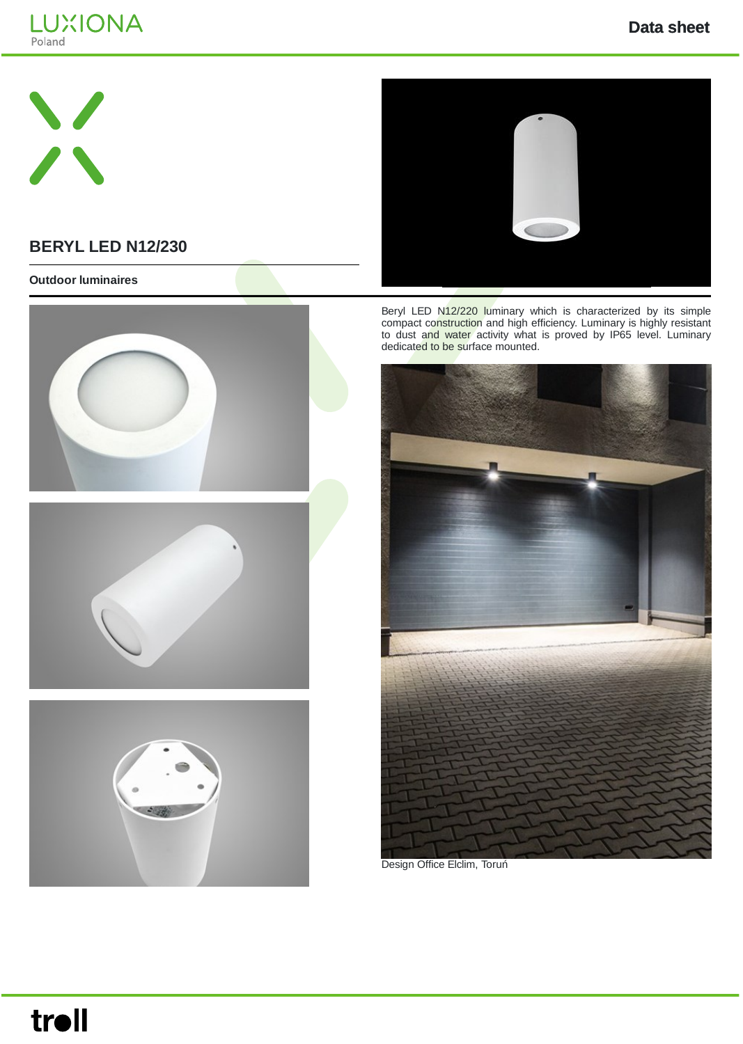# BERYL LED N12/230

**Outdoor luminaires**

Beryl LED N12/220 luminary which is characterized by its simple compact construction and high efficiency. Luminary is highly resistant to dust and water activity what is proved by IP65 level. Luminary dedicated to be surface mounted.

Design Office Elclim, Toruń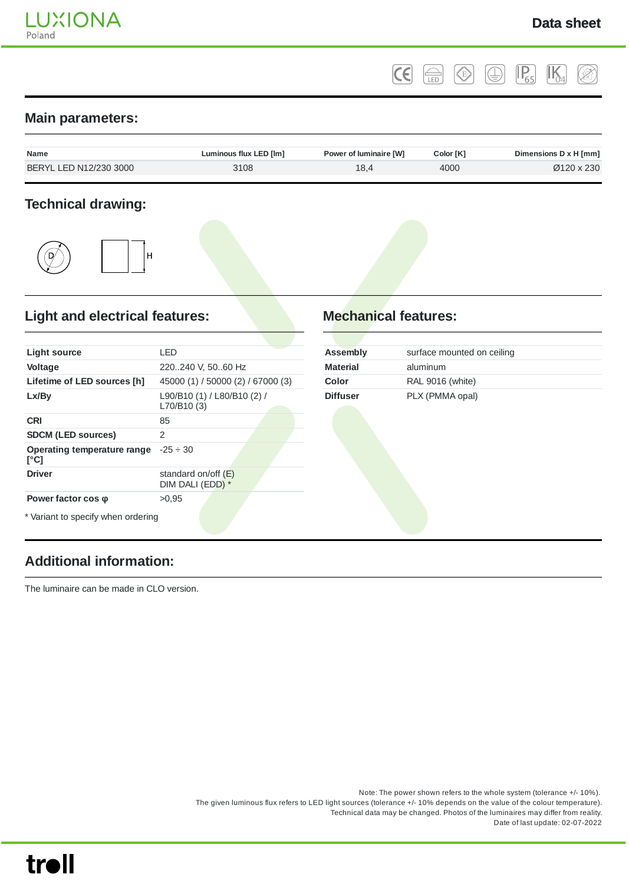Data sheet

## Main parameters:

| Name | Luminous flux LED [lm] | Power of luminaire [W] | Color [K] | Dimensions D x H [mm] |
|---|---|---|---|---|
| BERYL LED N12/230 3000 | 3108 | 18,4 | 4000 | Ø120 x 230 |

## Technical drawing:

D

H

## Light and electrical features:

| | |
|---|---|
| **Light source** | LED |
| **Voltage** | 220..240 V, 50..60 Hz |
| **Lifetime of LED sources [h]** | 45000 (1) / 50000 (2) / 67000 (3) |
| **Lx/By** | L90/B10 (1) / L80/B10 (2) / L70/B10 (3) |
| **CRI** | 85 |
| **SDCM (LED sources)** | 2 |
| **Operating temperature range [°C]** | -25 ÷ 30 |
| **Driver** | standard on/off (E)<br>DIM DALI (EDD) * |
| **Power factor cos φ** | >0,95 |

* Variant to specify when ordering

## Mechanical features:

| | |
|---|---|
| **Assembly** | surface mounted on ceiling |
| **Material** | aluminum |
| **Color** | RAL 9016 (white) |
| **Diffuser** | PLX (PMMA opal) |

## Additional information:

The luminaire can be made in CLO version.

Note: The power shown refers to the whole system (tolerance +/- 10%).
The given luminous flux refers to LED light sources (tolerance +/- 10% depends on the value of the colour temperature).
Technical data may be changed. Photos of the luminaires may differ from reality.
Date of last update: 02-07-2022